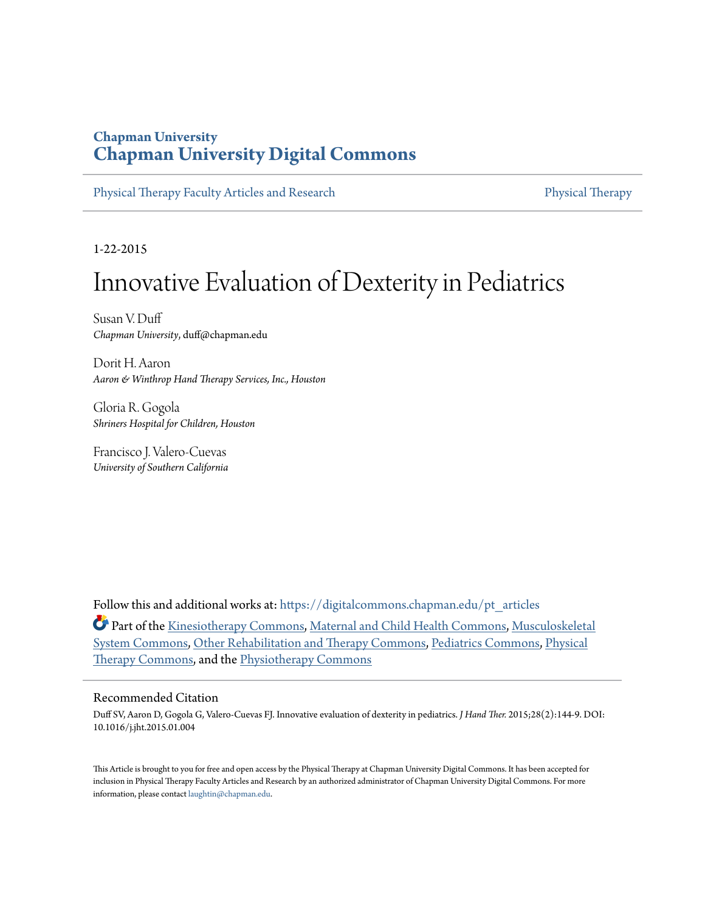**Chapman University**

# Chapman University Digital Commons

Physical Therapy Faculty Articles and Research — Physical Therapy

1-22-2015

# Innovative Evaluation of Dexterity in Pediatrics

Susan V. Duff
*Chapman University*, duff@chapman.edu

Dorit H. Aaron
*Aaron & Winthrop Hand Therapy Services, Inc., Houston*

Gloria R. Gogola
*Shriners Hospital for Children, Houston*

Francisco J. Valero-Cuevas
*University of Southern California*

Follow this and additional works at: https://digitalcommons.chapman.edu/pt_articles

Part of the Kinesiotherapy Commons, Maternal and Child Health Commons, Musculoskeletal System Commons, Other Rehabilitation and Therapy Commons, Pediatrics Commons, Physical Therapy Commons, and the Physiotherapy Commons

## Recommended Citation

Duff SV, Aaron D, Gogola G, Valero-Cuevas FJ. Innovative evaluation of dexterity in pediatrics. *J Hand Ther.* 2015;28(2):144-9. DOI: 10.1016/j.jht.2015.01.004

This Article is brought to you for free and open access by the Physical Therapy at Chapman University Digital Commons. It has been accepted for inclusion in Physical Therapy Faculty Articles and Research by an authorized administrator of Chapman University Digital Commons. For more information, please contact laughtin@chapman.edu.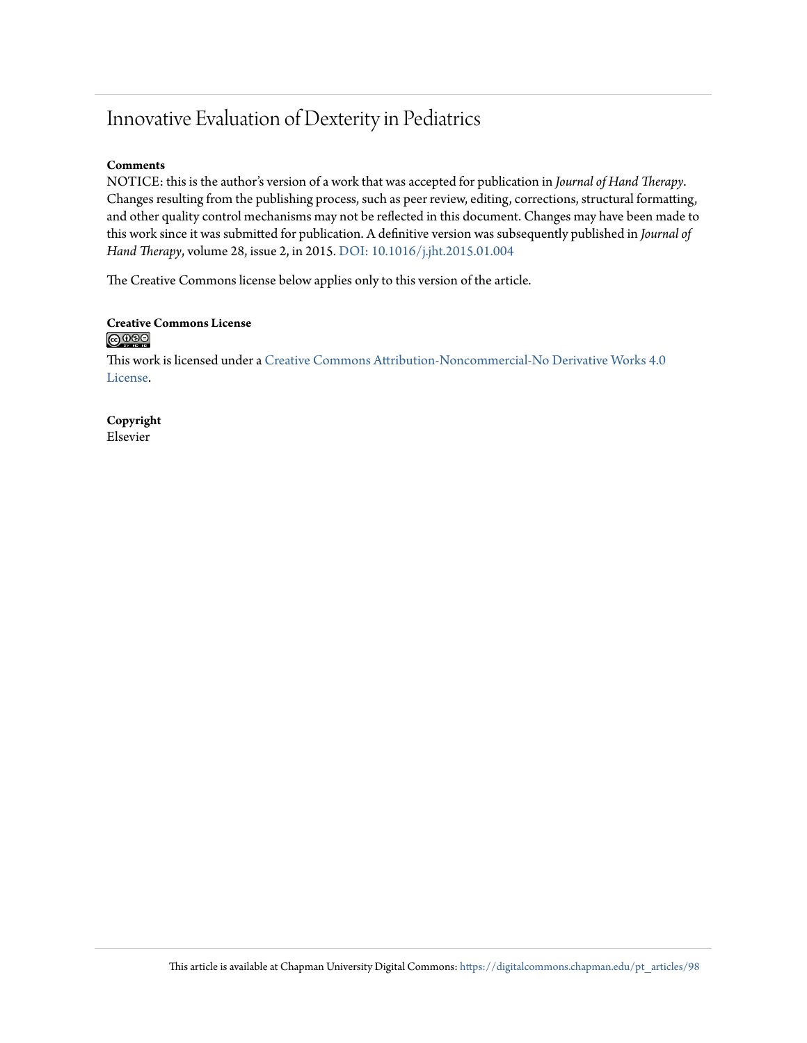# Innovative Evaluation of Dexterity in Pediatrics

**Comments**

NOTICE: this is the author's version of a work that was accepted for publication in *Journal of Hand Therapy*. Changes resulting from the publishing process, such as peer review, editing, corrections, structural formatting, and other quality control mechanisms may not be reflected in this document. Changes may have been made to this work since it was submitted for publication. A definitive version was subsequently published in *Journal of Hand Therapy*, volume 28, issue 2, in 2015. DOI: 10.1016/j.jht.2015.01.004

The Creative Commons license below applies only to this version of the article.

**Creative Commons License**

This work is licensed under a Creative Commons Attribution-Noncommercial-No Derivative Works 4.0 License.

**Copyright**

Elsevier

This article is available at Chapman University Digital Commons: https://digitalcommons.chapman.edu/pt_articles/98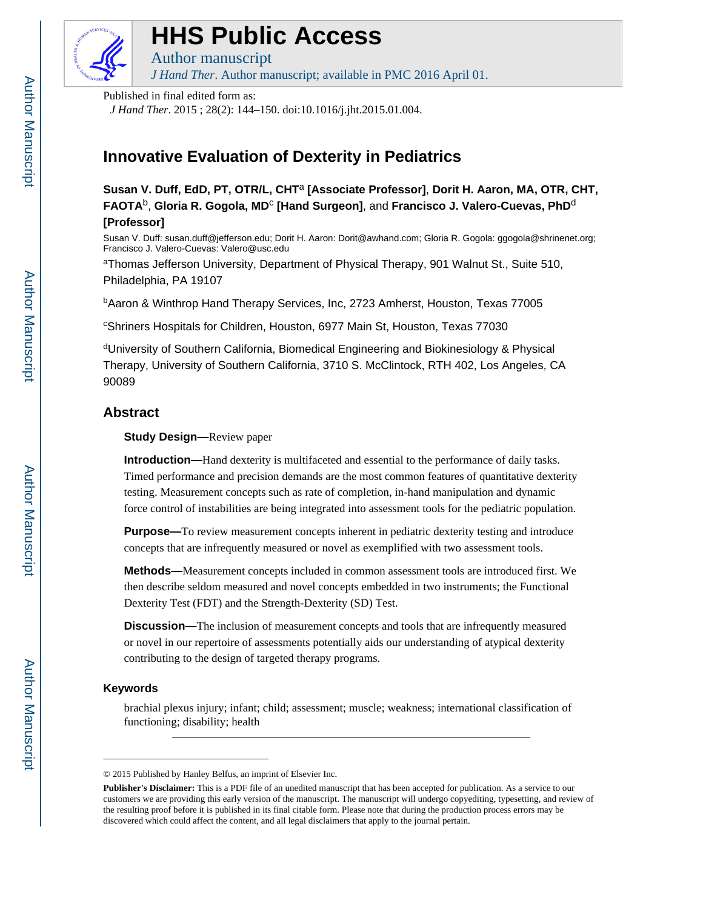# HHS Public Access

Author manuscript

*J Hand Ther*. Author manuscript; available in PMC 2016 April 01.

Published in final edited form as:

*J Hand Ther*. 2015 ; 28(2): 144–150. doi:10.1016/j.jht.2015.01.004.

# Innovative Evaluation of Dexterity in Pediatrics

**Susan V. Duff, EdD, PT, OTR/L, CHT**[a] **[Associate Professor]**, **Dorit H. Aaron, MA, OTR, CHT, FAOTA**[b], **Gloria R. Gogola, MD**[c] **[Hand Surgeon]**, and **Francisco J. Valero-Cuevas, PhD**[d] **[Professor]**

Susan V. Duff: susan.duff@jefferson.edu; Dorit H. Aaron: Dorit@awhand.com; Gloria R. Gogola: ggogola@shrinenet.org; Francisco J. Valero-Cuevas: Valero@usc.edu

[a]Thomas Jefferson University, Department of Physical Therapy, 901 Walnut St., Suite 510, Philadelphia, PA 19107

[b]Aaron & Winthrop Hand Therapy Services, Inc, 2723 Amherst, Houston, Texas 77005

[c]Shriners Hospitals for Children, Houston, 6977 Main St, Houston, Texas 77030

[d]University of Southern California, Biomedical Engineering and Biokinesiology & Physical Therapy, University of Southern California, 3710 S. McClintock, RTH 402, Los Angeles, CA 90089

## Abstract

**Study Design—**Review paper

**Introduction—**Hand dexterity is multifaceted and essential to the performance of daily tasks. Timed performance and precision demands are the most common features of quantitative dexterity testing. Measurement concepts such as rate of completion, in-hand manipulation and dynamic force control of instabilities are being integrated into assessment tools for the pediatric population.

**Purpose—**To review measurement concepts inherent in pediatric dexterity testing and introduce concepts that are infrequently measured or novel as exemplified with two assessment tools.

**Methods—**Measurement concepts included in common assessment tools are introduced first. We then describe seldom measured and novel concepts embedded in two instruments; the Functional Dexterity Test (FDT) and the Strength-Dexterity (SD) Test.

**Discussion—**The inclusion of measurement concepts and tools that are infrequently measured or novel in our repertoire of assessments potentially aids our understanding of atypical dexterity contributing to the design of targeted therapy programs.

### Keywords

brachial plexus injury; infant; child; assessment; muscle; weakness; international classification of functioning; disability; health

---

© 2015 Published by Hanley Belfus, an imprint of Elsevier Inc.

**Publisher's Disclaimer:** This is a PDF file of an unedited manuscript that has been accepted for publication. As a service to our customers we are providing this early version of the manuscript. The manuscript will undergo copyediting, typesetting, and review of the resulting proof before it is published in its final citable form. Please note that during the production process errors may be discovered which could affect the content, and all legal disclaimers that apply to the journal pertain.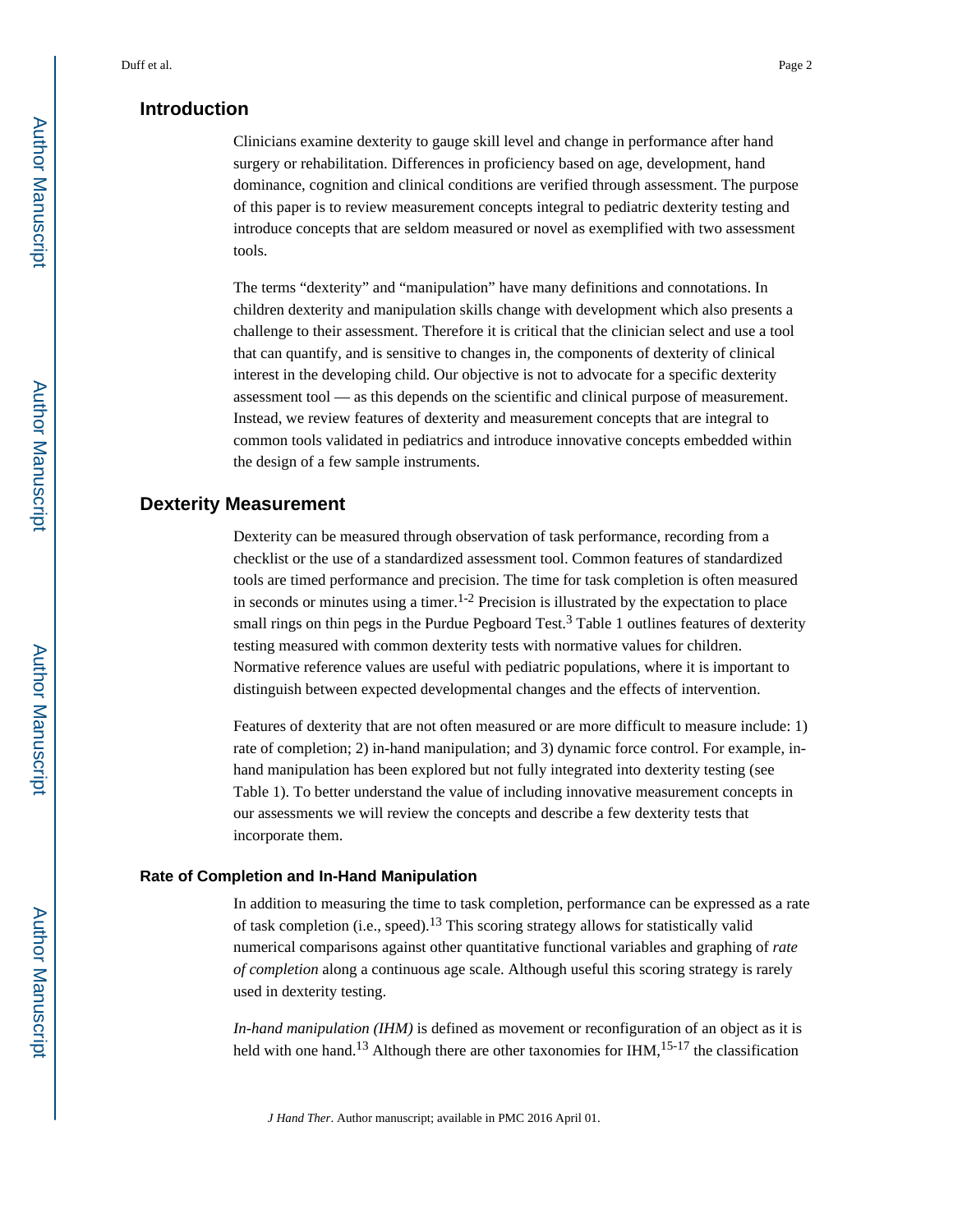## Introduction

Clinicians examine dexterity to gauge skill level and change in performance after hand surgery or rehabilitation. Differences in proficiency based on age, development, hand dominance, cognition and clinical conditions are verified through assessment. The purpose of this paper is to review measurement concepts integral to pediatric dexterity testing and introduce concepts that are seldom measured or novel as exemplified with two assessment tools.

The terms "dexterity" and "manipulation" have many definitions and connotations. In children dexterity and manipulation skills change with development which also presents a challenge to their assessment. Therefore it is critical that the clinician select and use a tool that can quantify, and is sensitive to changes in, the components of dexterity of clinical interest in the developing child. Our objective is not to advocate for a specific dexterity assessment tool — as this depends on the scientific and clinical purpose of measurement. Instead, we review features of dexterity and measurement concepts that are integral to common tools validated in pediatrics and introduce innovative concepts embedded within the design of a few sample instruments.

## Dexterity Measurement

Dexterity can be measured through observation of task performance, recording from a checklist or the use of a standardized assessment tool. Common features of standardized tools are timed performance and precision. The time for task completion is often measured in seconds or minutes using a timer.[1-2] Precision is illustrated by the expectation to place small rings on thin pegs in the Purdue Pegboard Test.[3] Table 1 outlines features of dexterity testing measured with common dexterity tests with normative values for children. Normative reference values are useful with pediatric populations, where it is important to distinguish between expected developmental changes and the effects of intervention.

Features of dexterity that are not often measured or are more difficult to measure include: 1) rate of completion; 2) in-hand manipulation; and 3) dynamic force control. For example, in-hand manipulation has been explored but not fully integrated into dexterity testing (see Table 1). To better understand the value of including innovative measurement concepts in our assessments we will review the concepts and describe a few dexterity tests that incorporate them.

### Rate of Completion and In-Hand Manipulation

In addition to measuring the time to task completion, performance can be expressed as a rate of task completion (i.e., speed).[13] This scoring strategy allows for statistically valid numerical comparisons against other quantitative functional variables and graphing of *rate of completion* along a continuous age scale. Although useful this scoring strategy is rarely used in dexterity testing.

*In-hand manipulation (IHM)* is defined as movement or reconfiguration of an object as it is held with one hand.[13] Although there are other taxonomies for IHM,[15-17] the classification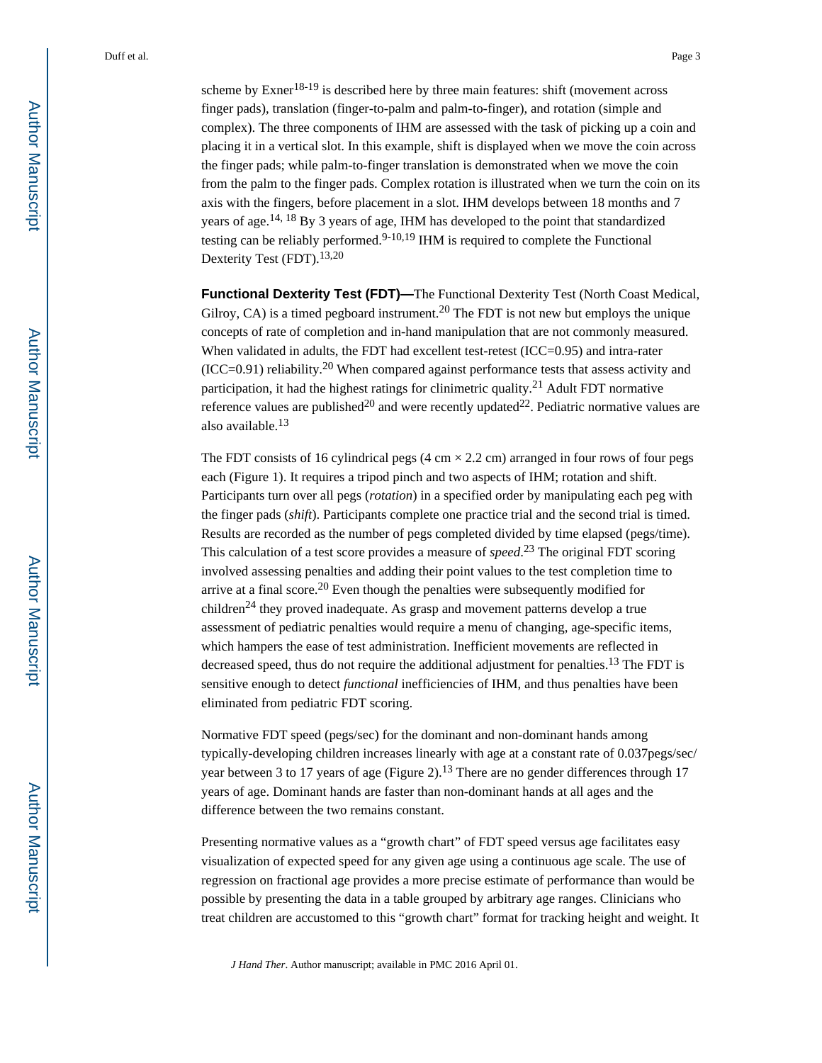scheme by Exner[18-19] is described here by three main features: shift (movement across finger pads), translation (finger-to-palm and palm-to-finger), and rotation (simple and complex). The three components of IHM are assessed with the task of picking up a coin and placing it in a vertical slot. In this example, shift is displayed when we move the coin across the finger pads; while palm-to-finger translation is demonstrated when we move the coin from the palm to the finger pads. Complex rotation is illustrated when we turn the coin on its axis with the fingers, before placement in a slot. IHM develops between 18 months and 7 years of age.[14, 18] By 3 years of age, IHM has developed to the point that standardized testing can be reliably performed.[9-10,19] IHM is required to complete the Functional Dexterity Test (FDT).[13,20]

**Functional Dexterity Test (FDT)—**The Functional Dexterity Test (North Coast Medical, Gilroy, CA) is a timed pegboard instrument.[20] The FDT is not new but employs the unique concepts of rate of completion and in-hand manipulation that are not commonly measured. When validated in adults, the FDT had excellent test-retest (ICC=0.95) and intra-rater (ICC=0.91) reliability.[20] When compared against performance tests that assess activity and participation, it had the highest ratings for clinimetric quality.[21] Adult FDT normative reference values are published[20] and were recently updated[22]. Pediatric normative values are also available.[13]

The FDT consists of 16 cylindrical pegs (4 cm × 2.2 cm) arranged in four rows of four pegs each (Figure 1). It requires a tripod pinch and two aspects of IHM; rotation and shift. Participants turn over all pegs (*rotation*) in a specified order by manipulating each peg with the finger pads (*shift*). Participants complete one practice trial and the second trial is timed. Results are recorded as the number of pegs completed divided by time elapsed (pegs/time). This calculation of a test score provides a measure of *speed*.[23] The original FDT scoring involved assessing penalties and adding their point values to the test completion time to arrive at a final score.[20] Even though the penalties were subsequently modified for children[24] they proved inadequate. As grasp and movement patterns develop a true assessment of pediatric penalties would require a menu of changing, age-specific items, which hampers the ease of test administration. Inefficient movements are reflected in decreased speed, thus do not require the additional adjustment for penalties.[13] The FDT is sensitive enough to detect *functional* inefficiencies of IHM, and thus penalties have been eliminated from pediatric FDT scoring.

Normative FDT speed (pegs/sec) for the dominant and non-dominant hands among typically-developing children increases linearly with age at a constant rate of 0.037pegs/sec/year between 3 to 17 years of age (Figure 2).[13] There are no gender differences through 17 years of age. Dominant hands are faster than non-dominant hands at all ages and the difference between the two remains constant.

Presenting normative values as a "growth chart" of FDT speed versus age facilitates easy visualization of expected speed for any given age using a continuous age scale. The use of regression on fractional age provides a more precise estimate of performance than would be possible by presenting the data in a table grouped by arbitrary age ranges. Clinicians who treat children are accustomed to this "growth chart" format for tracking height and weight. It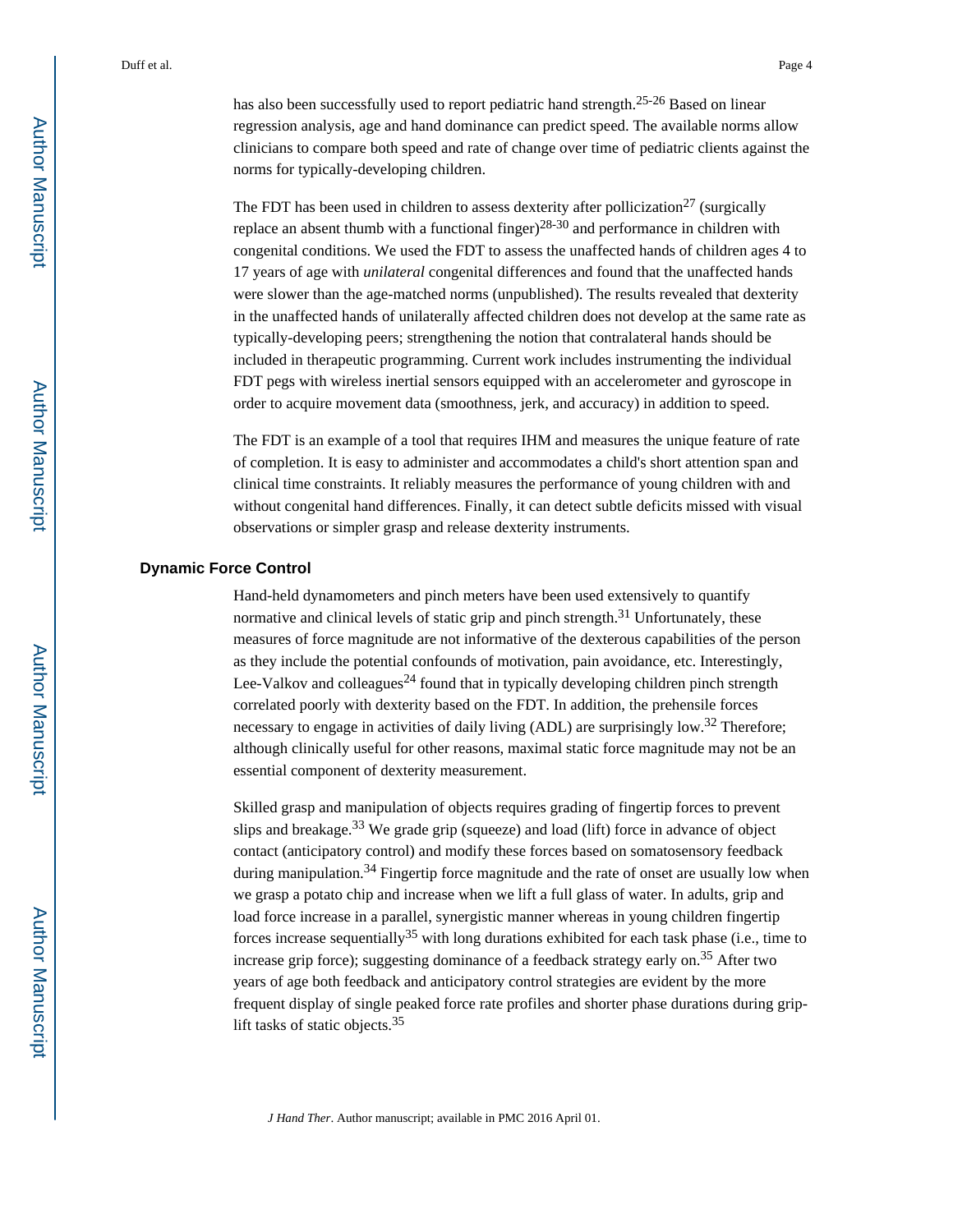has also been successfully used to report pediatric hand strength.[25-26] Based on linear regression analysis, age and hand dominance can predict speed. The available norms allow clinicians to compare both speed and rate of change over time of pediatric clients against the norms for typically-developing children.

The FDT has been used in children to assess dexterity after pollicization[27] (surgically replace an absent thumb with a functional finger)[28-30] and performance in children with congenital conditions. We used the FDT to assess the unaffected hands of children ages 4 to 17 years of age with *unilateral* congenital differences and found that the unaffected hands were slower than the age-matched norms (unpublished). The results revealed that dexterity in the unaffected hands of unilaterally affected children does not develop at the same rate as typically-developing peers; strengthening the notion that contralateral hands should be included in therapeutic programming. Current work includes instrumenting the individual FDT pegs with wireless inertial sensors equipped with an accelerometer and gyroscope in order to acquire movement data (smoothness, jerk, and accuracy) in addition to speed.

The FDT is an example of a tool that requires IHM and measures the unique feature of rate of completion. It is easy to administer and accommodates a child's short attention span and clinical time constraints. It reliably measures the performance of young children with and without congenital hand differences. Finally, it can detect subtle deficits missed with visual observations or simpler grasp and release dexterity instruments.

## Dynamic Force Control

Hand-held dynamometers and pinch meters have been used extensively to quantify normative and clinical levels of static grip and pinch strength.[31] Unfortunately, these measures of force magnitude are not informative of the dexterous capabilities of the person as they include the potential confounds of motivation, pain avoidance, etc. Interestingly, Lee-Valkov and colleagues[24] found that in typically developing children pinch strength correlated poorly with dexterity based on the FDT. In addition, the prehensile forces necessary to engage in activities of daily living (ADL) are surprisingly low.[32] Therefore; although clinically useful for other reasons, maximal static force magnitude may not be an essential component of dexterity measurement.

Skilled grasp and manipulation of objects requires grading of fingertip forces to prevent slips and breakage.[33] We grade grip (squeeze) and load (lift) force in advance of object contact (anticipatory control) and modify these forces based on somatosensory feedback during manipulation.[34] Fingertip force magnitude and the rate of onset are usually low when we grasp a potato chip and increase when we lift a full glass of water. In adults, grip and load force increase in a parallel, synergistic manner whereas in young children fingertip forces increase sequentially[35] with long durations exhibited for each task phase (i.e., time to increase grip force); suggesting dominance of a feedback strategy early on.[35] After two years of age both feedback and anticipatory control strategies are evident by the more frequent display of single peaked force rate profiles and shorter phase durations during grip-lift tasks of static objects.[35]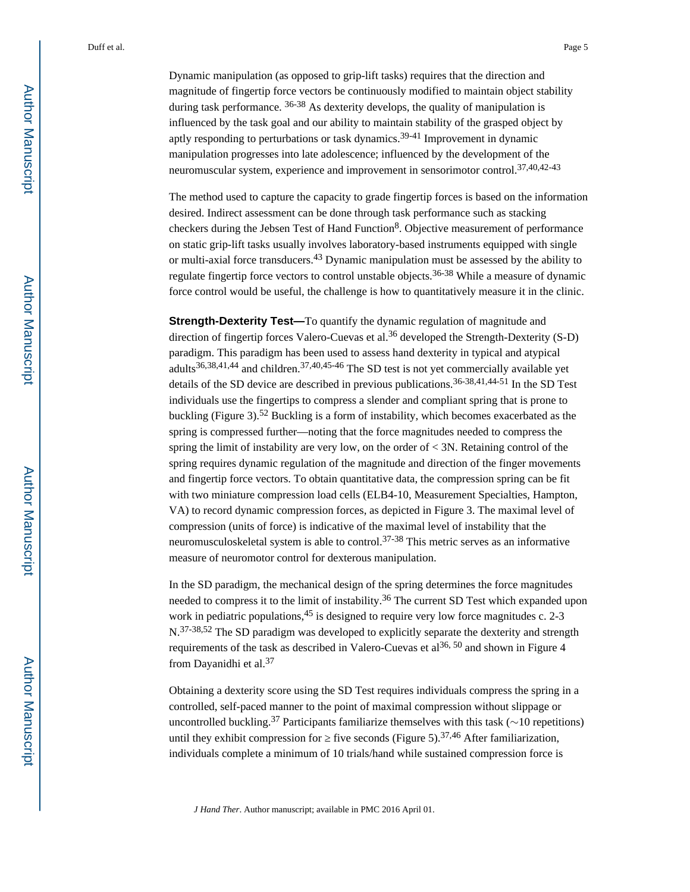Dynamic manipulation (as opposed to grip-lift tasks) requires that the direction and magnitude of fingertip force vectors be continuously modified to maintain object stability during task performance. [36-38] As dexterity develops, the quality of manipulation is influenced by the task goal and our ability to maintain stability of the grasped object by aptly responding to perturbations or task dynamics.[39-41] Improvement in dynamic manipulation progresses into late adolescence; influenced by the development of the neuromuscular system, experience and improvement in sensorimotor control.[37,40,42-43]

The method used to capture the capacity to grade fingertip forces is based on the information desired. Indirect assessment can be done through task performance such as stacking checkers during the Jebsen Test of Hand Function[8]. Objective measurement of performance on static grip-lift tasks usually involves laboratory-based instruments equipped with single or multi-axial force transducers.[43] Dynamic manipulation must be assessed by the ability to regulate fingertip force vectors to control unstable objects.[36-38] While a measure of dynamic force control would be useful, the challenge is how to quantitatively measure it in the clinic.

**Strength-Dexterity Test—**To quantify the dynamic regulation of magnitude and direction of fingertip forces Valero-Cuevas et al.[36] developed the Strength-Dexterity (S-D) paradigm. This paradigm has been used to assess hand dexterity in typical and atypical adults[36,38,41,44] and children.[37,40,45-46] The SD test is not yet commercially available yet details of the SD device are described in previous publications.[36-38,41,44-51] In the SD Test individuals use the fingertips to compress a slender and compliant spring that is prone to buckling (Figure 3).[52] Buckling is a form of instability, which becomes exacerbated as the spring is compressed further—noting that the force magnitudes needed to compress the spring the limit of instability are very low, on the order of < 3N. Retaining control of the spring requires dynamic regulation of the magnitude and direction of the finger movements and fingertip force vectors. To obtain quantitative data, the compression spring can be fit with two miniature compression load cells (ELB4-10, Measurement Specialties, Hampton, VA) to record dynamic compression forces, as depicted in Figure 3. The maximal level of compression (units of force) is indicative of the maximal level of instability that the neuromusculoskeletal system is able to control.[37-38] This metric serves as an informative measure of neuromotor control for dexterous manipulation.

In the SD paradigm, the mechanical design of the spring determines the force magnitudes needed to compress it to the limit of instability.[36] The current SD Test which expanded upon work in pediatric populations,[45] is designed to require very low force magnitudes c. 2-3 N.[37-38,52] The SD paradigm was developed to explicitly separate the dexterity and strength requirements of the task as described in Valero-Cuevas et al[36, 50] and shown in Figure 4 from Dayanidhi et al.[37]

Obtaining a dexterity score using the SD Test requires individuals compress the spring in a controlled, self-paced manner to the point of maximal compression without slippage or uncontrolled buckling.[37] Participants familiarize themselves with this task (∼10 repetitions) until they exhibit compression for ≥ five seconds (Figure 5).[37,46] After familiarization, individuals complete a minimum of 10 trials/hand while sustained compression force is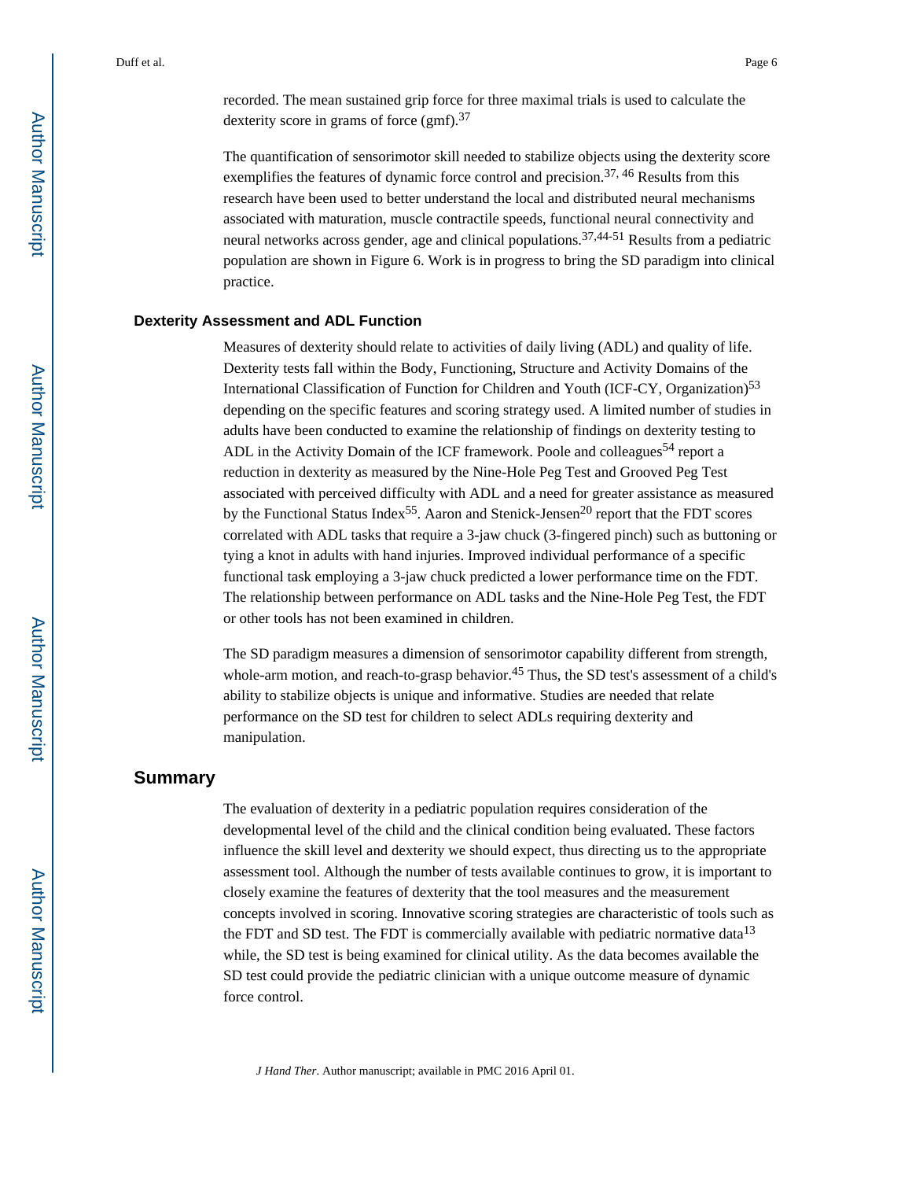recorded. The mean sustained grip force for three maximal trials is used to calculate the dexterity score in grams of force (gmf).[37]

The quantification of sensorimotor skill needed to stabilize objects using the dexterity score exemplifies the features of dynamic force control and precision.[37, 46] Results from this research have been used to better understand the local and distributed neural mechanisms associated with maturation, muscle contractile speeds, functional neural connectivity and neural networks across gender, age and clinical populations.[37,44-51] Results from a pediatric population are shown in Figure 6. Work is in progress to bring the SD paradigm into clinical practice.

### Dexterity Assessment and ADL Function

Measures of dexterity should relate to activities of daily living (ADL) and quality of life. Dexterity tests fall within the Body, Functioning, Structure and Activity Domains of the International Classification of Function for Children and Youth (ICF-CY, Organization)[53] depending on the specific features and scoring strategy used. A limited number of studies in adults have been conducted to examine the relationship of findings on dexterity testing to ADL in the Activity Domain of the ICF framework. Poole and colleagues[54] report a reduction in dexterity as measured by the Nine-Hole Peg Test and Grooved Peg Test associated with perceived difficulty with ADL and a need for greater assistance as measured by the Functional Status Index[55]. Aaron and Stenick-Jensen[20] report that the FDT scores correlated with ADL tasks that require a 3-jaw chuck (3-fingered pinch) such as buttoning or tying a knot in adults with hand injuries. Improved individual performance of a specific functional task employing a 3-jaw chuck predicted a lower performance time on the FDT. The relationship between performance on ADL tasks and the Nine-Hole Peg Test, the FDT or other tools has not been examined in children.

The SD paradigm measures a dimension of sensorimotor capability different from strength, whole-arm motion, and reach-to-grasp behavior.[45] Thus, the SD test's assessment of a child's ability to stabilize objects is unique and informative. Studies are needed that relate performance on the SD test for children to select ADLs requiring dexterity and manipulation.

## Summary

The evaluation of dexterity in a pediatric population requires consideration of the developmental level of the child and the clinical condition being evaluated. These factors influence the skill level and dexterity we should expect, thus directing us to the appropriate assessment tool. Although the number of tests available continues to grow, it is important to closely examine the features of dexterity that the tool measures and the measurement concepts involved in scoring. Innovative scoring strategies are characteristic of tools such as the FDT and SD test. The FDT is commercially available with pediatric normative data[13] while, the SD test is being examined for clinical utility. As the data becomes available the SD test could provide the pediatric clinician with a unique outcome measure of dynamic force control.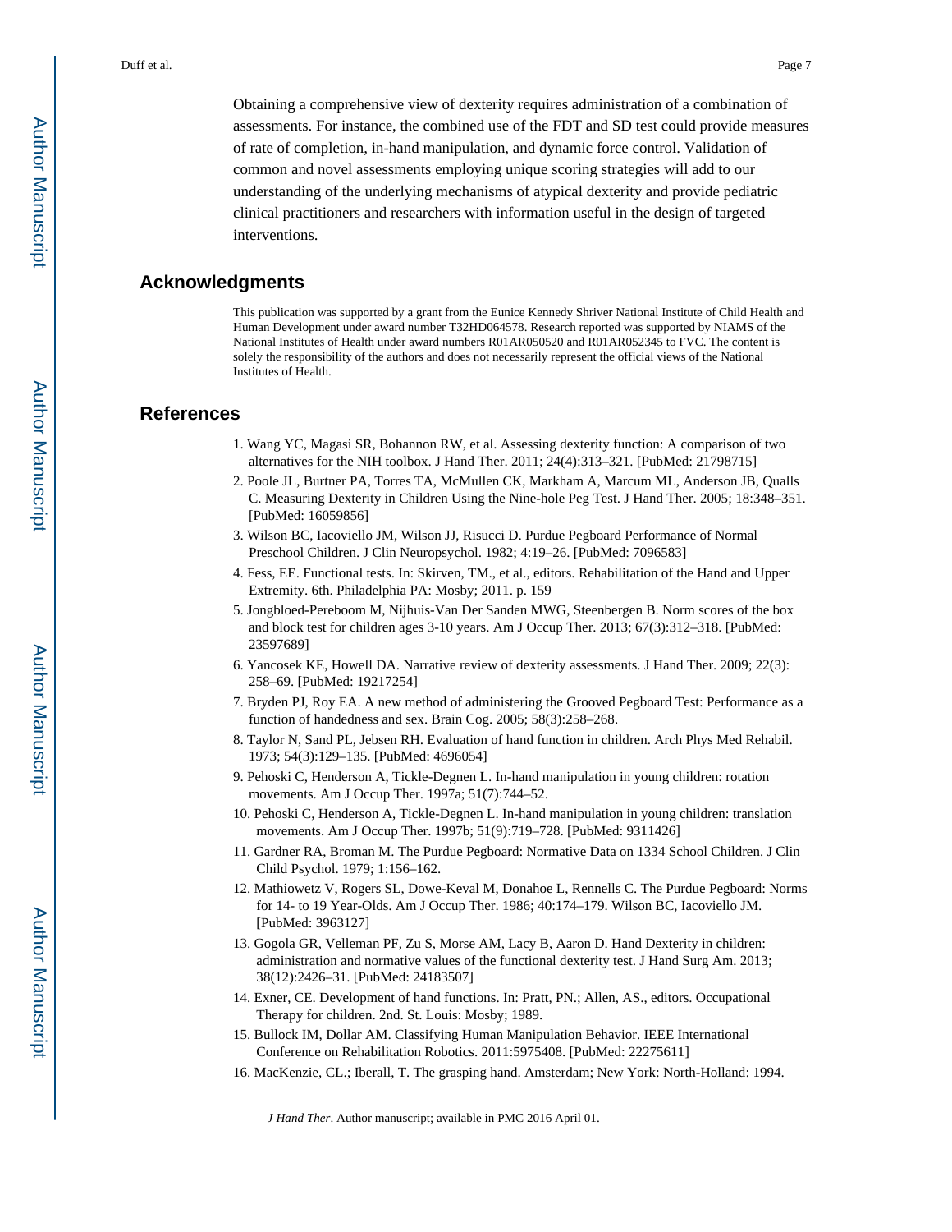Obtaining a comprehensive view of dexterity requires administration of a combination of assessments. For instance, the combined use of the FDT and SD test could provide measures of rate of completion, in-hand manipulation, and dynamic force control. Validation of common and novel assessments employing unique scoring strategies will add to our understanding of the underlying mechanisms of atypical dexterity and provide pediatric clinical practitioners and researchers with information useful in the design of targeted interventions.

## Acknowledgments

This publication was supported by a grant from the Eunice Kennedy Shriver National Institute of Child Health and Human Development under award number T32HD064578. Research reported was supported by NIAMS of the National Institutes of Health under award numbers R01AR050520 and R01AR052345 to FVC. The content is solely the responsibility of the authors and does not necessarily represent the official views of the National Institutes of Health.

## References

1. Wang YC, Magasi SR, Bohannon RW, et al. Assessing dexterity function: A comparison of two alternatives for the NIH toolbox. J Hand Ther. 2011; 24(4):313–321. [PubMed: 21798715]
2. Poole JL, Burtner PA, Torres TA, McMullen CK, Markham A, Marcum ML, Anderson JB, Qualls C. Measuring Dexterity in Children Using the Nine-hole Peg Test. J Hand Ther. 2005; 18:348–351. [PubMed: 16059856]
3. Wilson BC, Iacoviello JM, Wilson JJ, Risucci D. Purdue Pegboard Performance of Normal Preschool Children. J Clin Neuropsychol. 1982; 4:19–26. [PubMed: 7096583]
4. Fess, EE. Functional tests. In: Skirven, TM., et al., editors. Rehabilitation of the Hand and Upper Extremity. 6th. Philadelphia PA: Mosby; 2011. p. 159
5. Jongbloed-Pereboom M, Nijhuis-Van Der Sanden MWG, Steenbergen B. Norm scores of the box and block test for children ages 3-10 years. Am J Occup Ther. 2013; 67(3):312–318. [PubMed: 23597689]
6. Yancosek KE, Howell DA. Narrative review of dexterity assessments. J Hand Ther. 2009; 22(3): 258–69. [PubMed: 19217254]
7. Bryden PJ, Roy EA. A new method of administering the Grooved Pegboard Test: Performance as a function of handedness and sex. Brain Cog. 2005; 58(3):258–268.
8. Taylor N, Sand PL, Jebsen RH. Evaluation of hand function in children. Arch Phys Med Rehabil. 1973; 54(3):129–135. [PubMed: 4696054]
9. Pehoski C, Henderson A, Tickle-Degnen L. In-hand manipulation in young children: rotation movements. Am J Occup Ther. 1997a; 51(7):744–52.
10. Pehoski C, Henderson A, Tickle-Degnen L. In-hand manipulation in young children: translation movements. Am J Occup Ther. 1997b; 51(9):719–728. [PubMed: 9311426]
11. Gardner RA, Broman M. The Purdue Pegboard: Normative Data on 1334 School Children. J Clin Child Psychol. 1979; 1:156–162.
12. Mathiowetz V, Rogers SL, Dowe-Keval M, Donahoe L, Rennells C. The Purdue Pegboard: Norms for 14- to 19 Year-Olds. Am J Occup Ther. 1986; 40:174–179. Wilson BC, Iacoviello JM. [PubMed: 3963127]
13. Gogola GR, Velleman PF, Zu S, Morse AM, Lacy B, Aaron D. Hand Dexterity in children: administration and normative values of the functional dexterity test. J Hand Surg Am. 2013; 38(12):2426–31. [PubMed: 24183507]
14. Exner, CE. Development of hand functions. In: Pratt, PN.; Allen, AS., editors. Occupational Therapy for children. 2nd. St. Louis: Mosby; 1989.
15. Bullock IM, Dollar AM. Classifying Human Manipulation Behavior. IEEE International Conference on Rehabilitation Robotics. 2011:5975408. [PubMed: 22275611]
16. MacKenzie, CL.; Iberall, T. The grasping hand. Amsterdam; New York: North-Holland: 1994.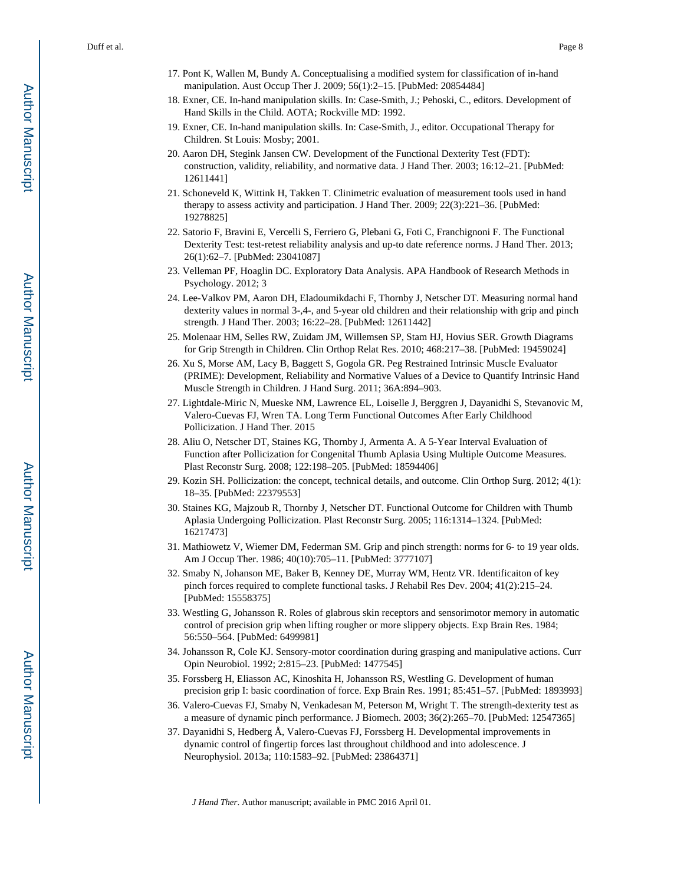17. Pont K, Wallen M, Bundy A. Conceptualising a modified system for classification of in-hand manipulation. Aust Occup Ther J. 2009; 56(1):2–15. [PubMed: 20854484]
18. Exner, CE. In-hand manipulation skills. In: Case-Smith, J.; Pehoski, C., editors. Development of Hand Skills in the Child. AOTA; Rockville MD: 1992.
19. Exner, CE. In-hand manipulation skills. In: Case-Smith, J., editor. Occupational Therapy for Children. St Louis: Mosby; 2001.
20. Aaron DH, Stegink Jansen CW. Development of the Functional Dexterity Test (FDT): construction, validity, reliability, and normative data. J Hand Ther. 2003; 16:12–21. [PubMed: 12611441]
21. Schoneveld K, Wittink H, Takken T. Clinimetric evaluation of measurement tools used in hand therapy to assess activity and participation. J Hand Ther. 2009; 22(3):221–36. [PubMed: 19278825]
22. Satorio F, Bravini E, Vercelli S, Ferriero G, Plebani G, Foti C, Franchignoni F. The Functional Dexterity Test: test-retest reliability analysis and up-to date reference norms. J Hand Ther. 2013; 26(1):62–7. [PubMed: 23041087]
23. Velleman PF, Hoaglin DC. Exploratory Data Analysis. APA Handbook of Research Methods in Psychology. 2012; 3
24. Lee-Valkov PM, Aaron DH, Eladoumikdachi F, Thornby J, Netscher DT. Measuring normal hand dexterity values in normal 3-,4-, and 5-year old children and their relationship with grip and pinch strength. J Hand Ther. 2003; 16:22–28. [PubMed: 12611442]
25. Molenaar HM, Selles RW, Zuidam JM, Willemsen SP, Stam HJ, Hovius SER. Growth Diagrams for Grip Strength in Children. Clin Orthop Relat Res. 2010; 468:217–38. [PubMed: 19459024]
26. Xu S, Morse AM, Lacy B, Baggett S, Gogola GR. Peg Restrained Intrinsic Muscle Evaluator (PRIME): Development, Reliability and Normative Values of a Device to Quantify Intrinsic Hand Muscle Strength in Children. J Hand Surg. 2011; 36A:894–903.
27. Lightdale-Miric N, Mueske NM, Lawrence EL, Loiselle J, Berggren J, Dayanidhi S, Stevanovic M, Valero-Cuevas FJ, Wren TA. Long Term Functional Outcomes After Early Childhood Pollicization. J Hand Ther. 2015
28. Aliu O, Netscher DT, Staines KG, Thornby J, Armenta A. A 5-Year Interval Evaluation of Function after Pollicization for Congenital Thumb Aplasia Using Multiple Outcome Measures. Plast Reconstr Surg. 2008; 122:198–205. [PubMed: 18594406]
29. Kozin SH. Pollicization: the concept, technical details, and outcome. Clin Orthop Surg. 2012; 4(1): 18–35. [PubMed: 22379553]
30. Staines KG, Majzoub R, Thornby J, Netscher DT. Functional Outcome for Children with Thumb Aplasia Undergoing Pollicization. Plast Reconstr Surg. 2005; 116:1314–1324. [PubMed: 16217473]
31. Mathiowetz V, Wiemer DM, Federman SM. Grip and pinch strength: norms for 6- to 19 year olds. Am J Occup Ther. 1986; 40(10):705–11. [PubMed: 3777107]
32. Smaby N, Johanson ME, Baker B, Kenney DE, Murray WM, Hentz VR. Identificaiton of key pinch forces required to complete functional tasks. J Rehabil Res Dev. 2004; 41(2):215–24. [PubMed: 15558375]
33. Westling G, Johansson R. Roles of glabrous skin receptors and sensorimotor memory in automatic control of precision grip when lifting rougher or more slippery objects. Exp Brain Res. 1984; 56:550–564. [PubMed: 6499981]
34. Johansson R, Cole KJ. Sensory-motor coordination during grasping and manipulative actions. Curr Opin Neurobiol. 1992; 2:815–23. [PubMed: 1477545]
35. Forssberg H, Eliasson AC, Kinoshita H, Johansson RS, Westling G. Development of human precision grip I: basic coordination of force. Exp Brain Res. 1991; 85:451–57. [PubMed: 1893993]
36. Valero-Cuevas FJ, Smaby N, Venkadesan M, Peterson M, Wright T. The strength-dexterity test as a measure of dynamic pinch performance. J Biomech. 2003; 36(2):265–70. [PubMed: 12547365]
37. Dayanidhi S, Hedberg Å, Valero-Cuevas FJ, Forssberg H. Developmental improvements in dynamic control of fingertip forces last throughout childhood and into adolescence. J Neurophysiol. 2013a; 110:1583–92. [PubMed: 23864371]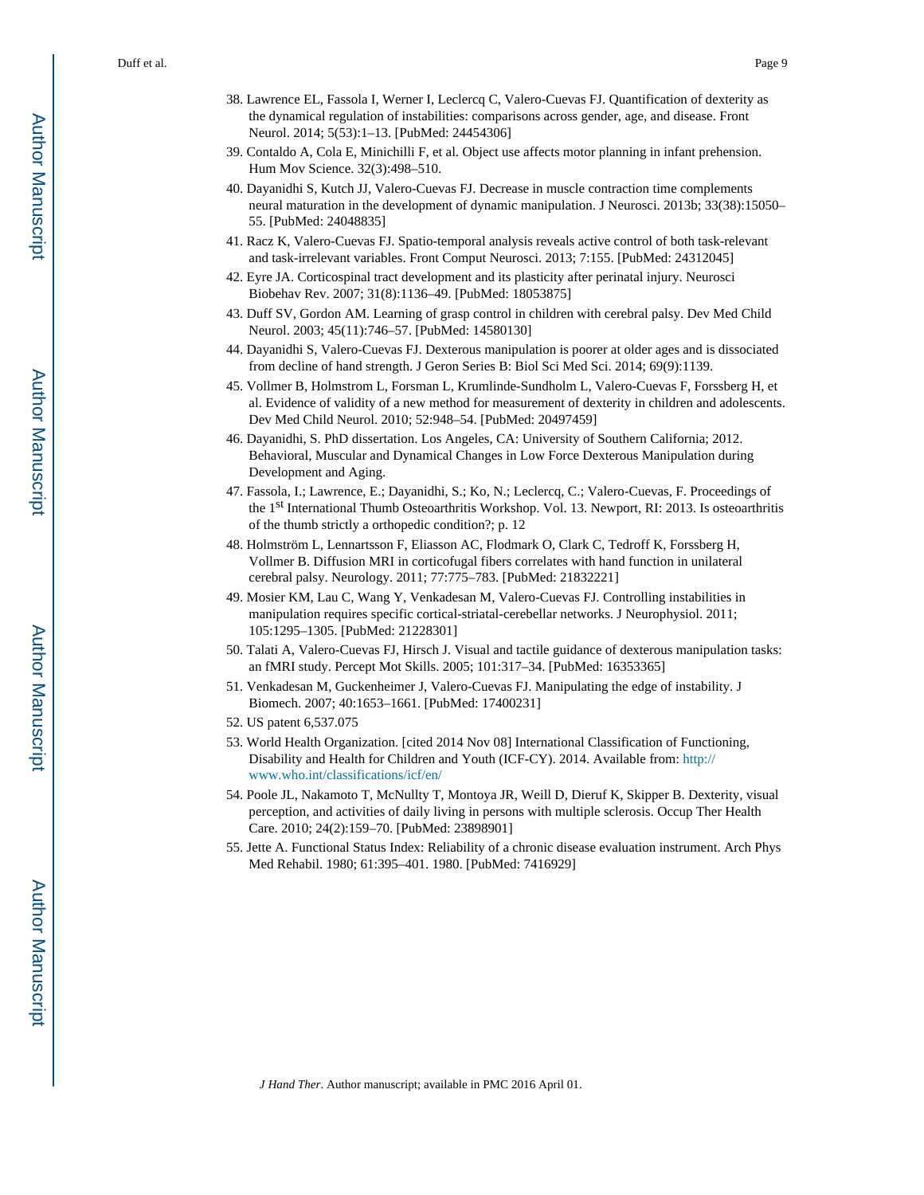38. Lawrence EL, Fassola I, Werner I, Leclercq C, Valero-Cuevas FJ. Quantification of dexterity as the dynamical regulation of instabilities: comparisons across gender, age, and disease. Front Neurol. 2014; 5(53):1–13. [PubMed: 24454306]
39. Contaldo A, Cola E, Minichilli F, et al. Object use affects motor planning in infant prehension. Hum Mov Science. 32(3):498–510.
40. Dayanidhi S, Kutch JJ, Valero-Cuevas FJ. Decrease in muscle contraction time complements neural maturation in the development of dynamic manipulation. J Neurosci. 2013b; 33(38):15050–55. [PubMed: 24048835]
41. Racz K, Valero-Cuevas FJ. Spatio-temporal analysis reveals active control of both task-relevant and task-irrelevant variables. Front Comput Neurosci. 2013; 7:155. [PubMed: 24312045]
42. Eyre JA. Corticospinal tract development and its plasticity after perinatal injury. Neurosci Biobehav Rev. 2007; 31(8):1136–49. [PubMed: 18053875]
43. Duff SV, Gordon AM. Learning of grasp control in children with cerebral palsy. Dev Med Child Neurol. 2003; 45(11):746–57. [PubMed: 14580130]
44. Dayanidhi S, Valero-Cuevas FJ. Dexterous manipulation is poorer at older ages and is dissociated from decline of hand strength. J Geron Series B: Biol Sci Med Sci. 2014; 69(9):1139.
45. Vollmer B, Holmstrom L, Forsman L, Krumlinde-Sundholm L, Valero-Cuevas F, Forssberg H, et al. Evidence of validity of a new method for measurement of dexterity in children and adolescents. Dev Med Child Neurol. 2010; 52:948–54. [PubMed: 20497459]
46. Dayanidhi, S. PhD dissertation. Los Angeles, CA: University of Southern California; 2012. Behavioral, Muscular and Dynamical Changes in Low Force Dexterous Manipulation during Development and Aging.
47. Fassola, I.; Lawrence, E.; Dayanidhi, S.; Ko, N.; Leclercq, C.; Valero-Cuevas, F. Proceedings of the 1st International Thumb Osteoarthritis Workshop. Vol. 13. Newport, RI: 2013. Is osteoarthritis of the thumb strictly a orthopedic condition?; p. 12
48. Holmström L, Lennartsson F, Eliasson AC, Flodmark O, Clark C, Tedroff K, Forssberg H, Vollmer B. Diffusion MRI in corticofugal fibers correlates with hand function in unilateral cerebral palsy. Neurology. 2011; 77:775–783. [PubMed: 21832221]
49. Mosier KM, Lau C, Wang Y, Venkadesan M, Valero-Cuevas FJ. Controlling instabilities in manipulation requires specific cortical-striatal-cerebellar networks. J Neurophysiol. 2011; 105:1295–1305. [PubMed: 21228301]
50. Talati A, Valero-Cuevas FJ, Hirsch J. Visual and tactile guidance of dexterous manipulation tasks: an fMRI study. Percept Mot Skills. 2005; 101:317–34. [PubMed: 16353365]
51. Venkadesan M, Guckenheimer J, Valero-Cuevas FJ. Manipulating the edge of instability. J Biomech. 2007; 40:1653–1661. [PubMed: 17400231]
52. US patent 6,537.075
53. World Health Organization. [cited 2014 Nov 08] International Classification of Functioning, Disability and Health for Children and Youth (ICF-CY). 2014. Available from: http://www.who.int/classifications/icf/en/
54. Poole JL, Nakamoto T, McNullty T, Montoya JR, Weill D, Dieruf K, Skipper B. Dexterity, visual perception, and activities of daily living in persons with multiple sclerosis. Occup Ther Health Care. 2010; 24(2):159–70. [PubMed: 23898901]
55. Jette A. Functional Status Index: Reliability of a chronic disease evaluation instrument. Arch Phys Med Rehabil. 1980; 61:395–401. 1980. [PubMed: 7416929]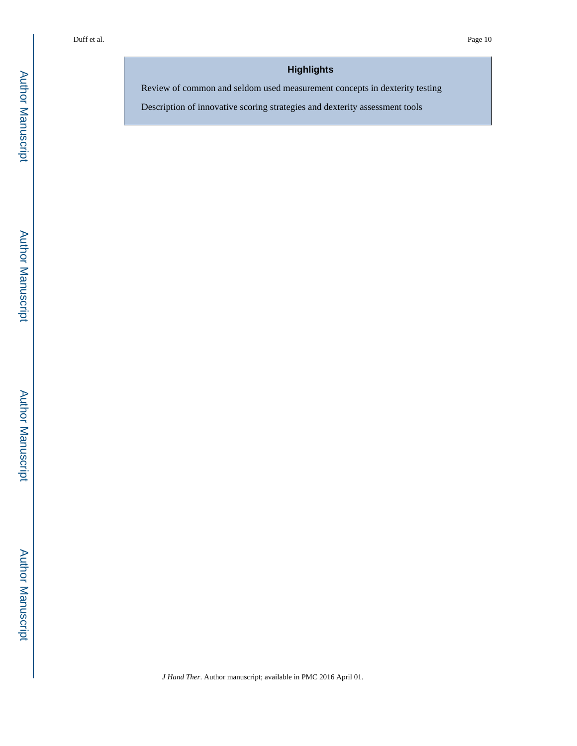## Highlights

Review of common and seldom used measurement concepts in dexterity testing

Description of innovative scoring strategies and dexterity assessment tools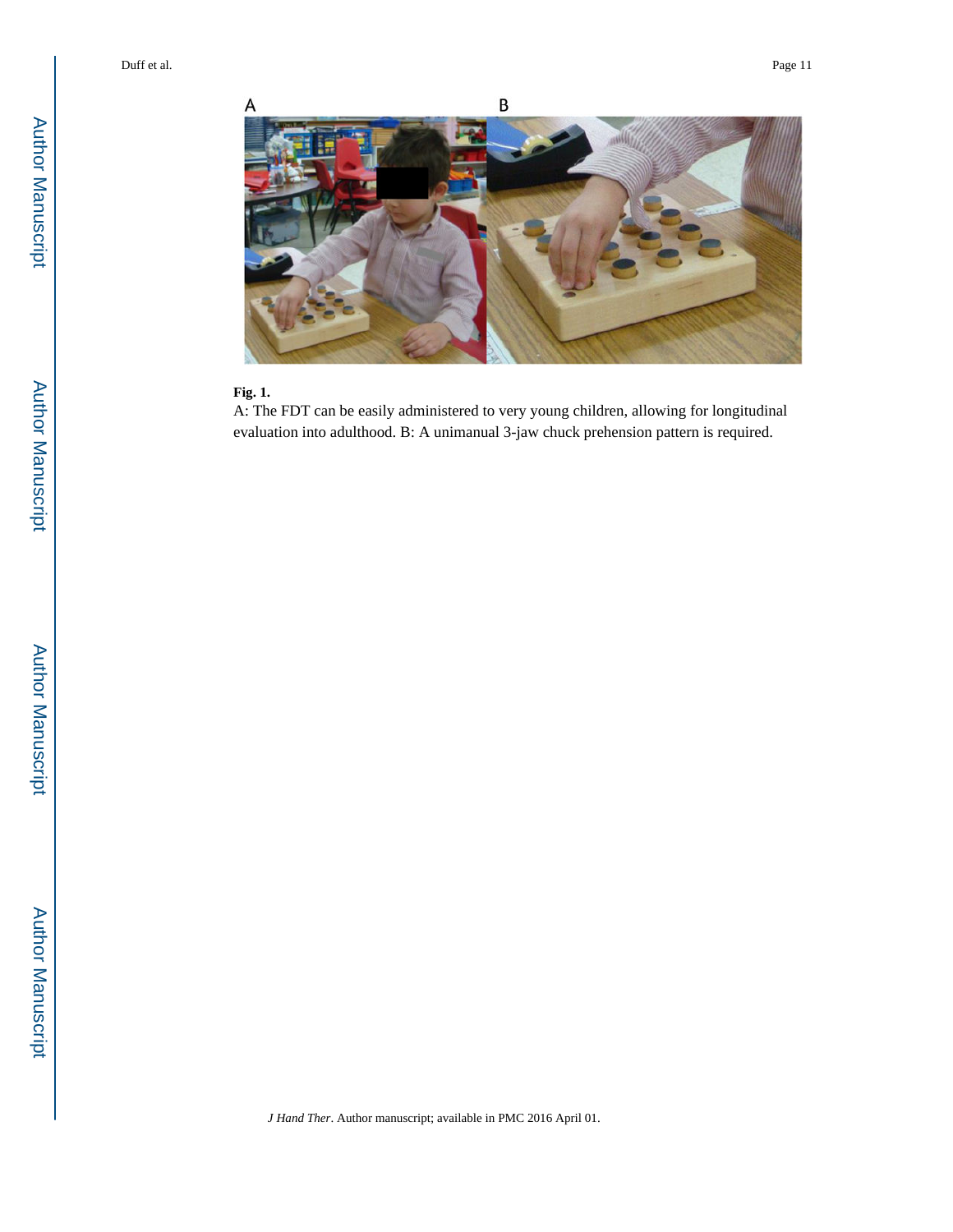**Fig. 1.**

A: The FDT can be easily administered to very young children, allowing for longitudinal evaluation into adulthood. B: A unimanual 3-jaw chuck prehension pattern is required.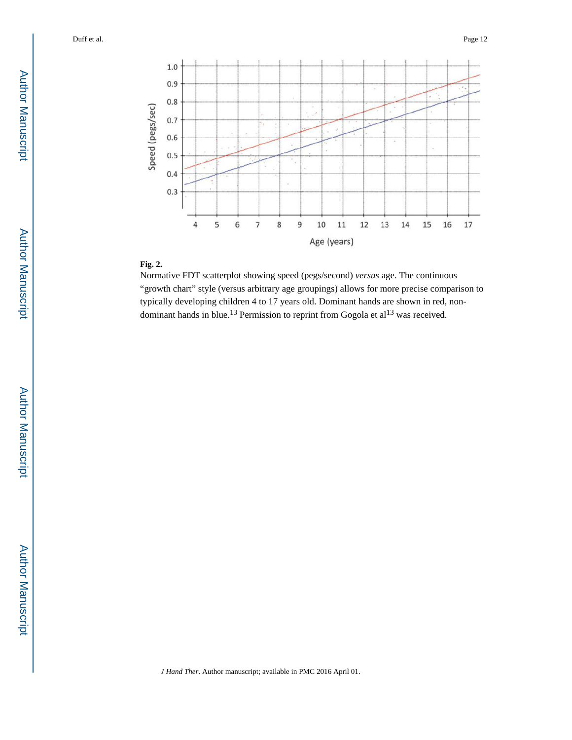**Fig. 2.**

Normative FDT scatterplot showing speed (pegs/second) *versus* age. The continuous "growth chart" style (versus arbitrary age groupings) allows for more precise comparison to typically developing children 4 to 17 years old. Dominant hands are shown in red, non-dominant hands in blue.[13] Permission to reprint from Gogola et al[13] was received.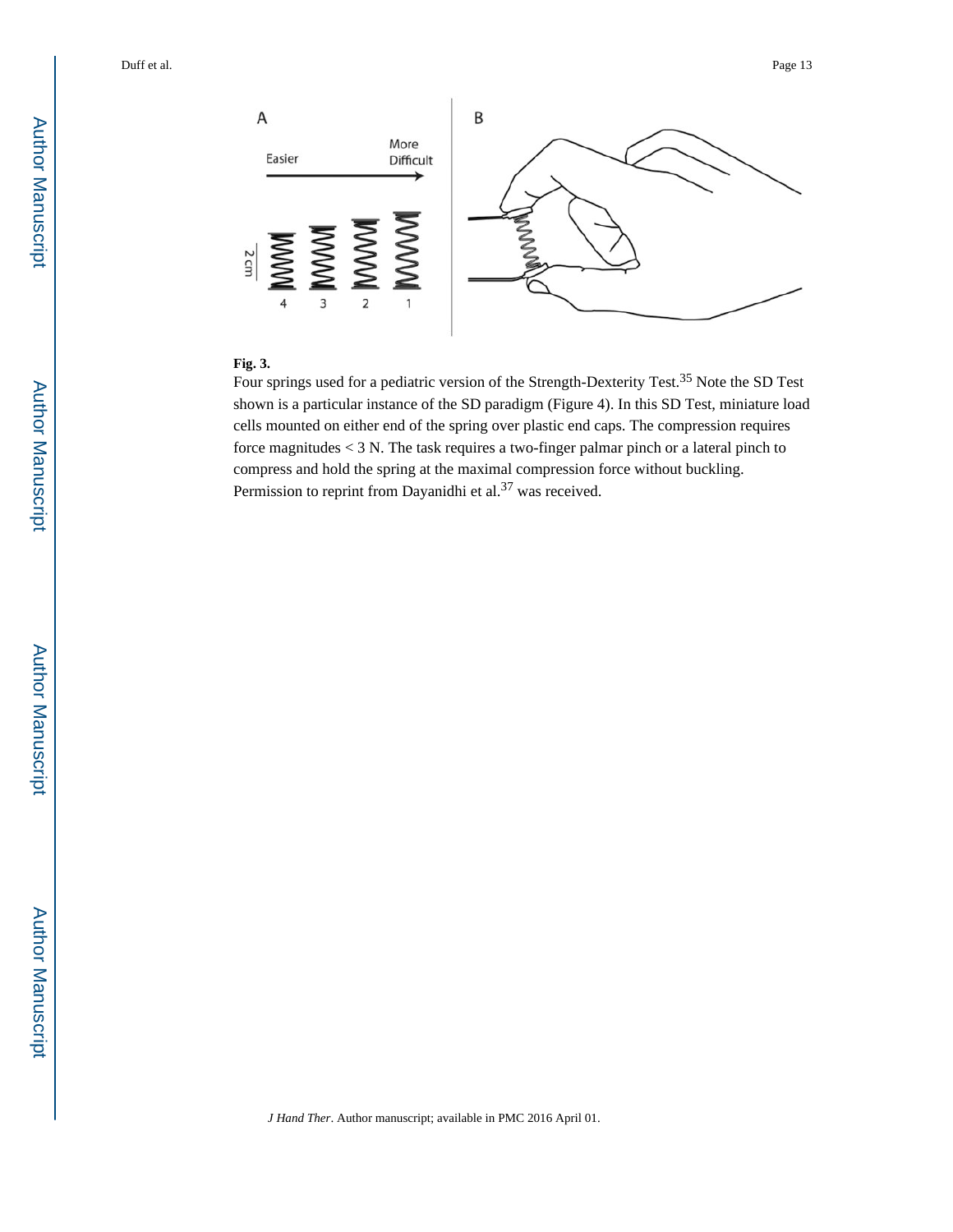**Fig. 3.**

Four springs used for a pediatric version of the Strength-Dexterity Test.[35] Note the SD Test shown is a particular instance of the SD paradigm (Figure 4). In this SD Test, miniature load cells mounted on either end of the spring over plastic end caps. The compression requires force magnitudes < 3 N. The task requires a two-finger palmar pinch or a lateral pinch to compress and hold the spring at the maximal compression force without buckling. Permission to reprint from Dayanidhi et al.[37] was received.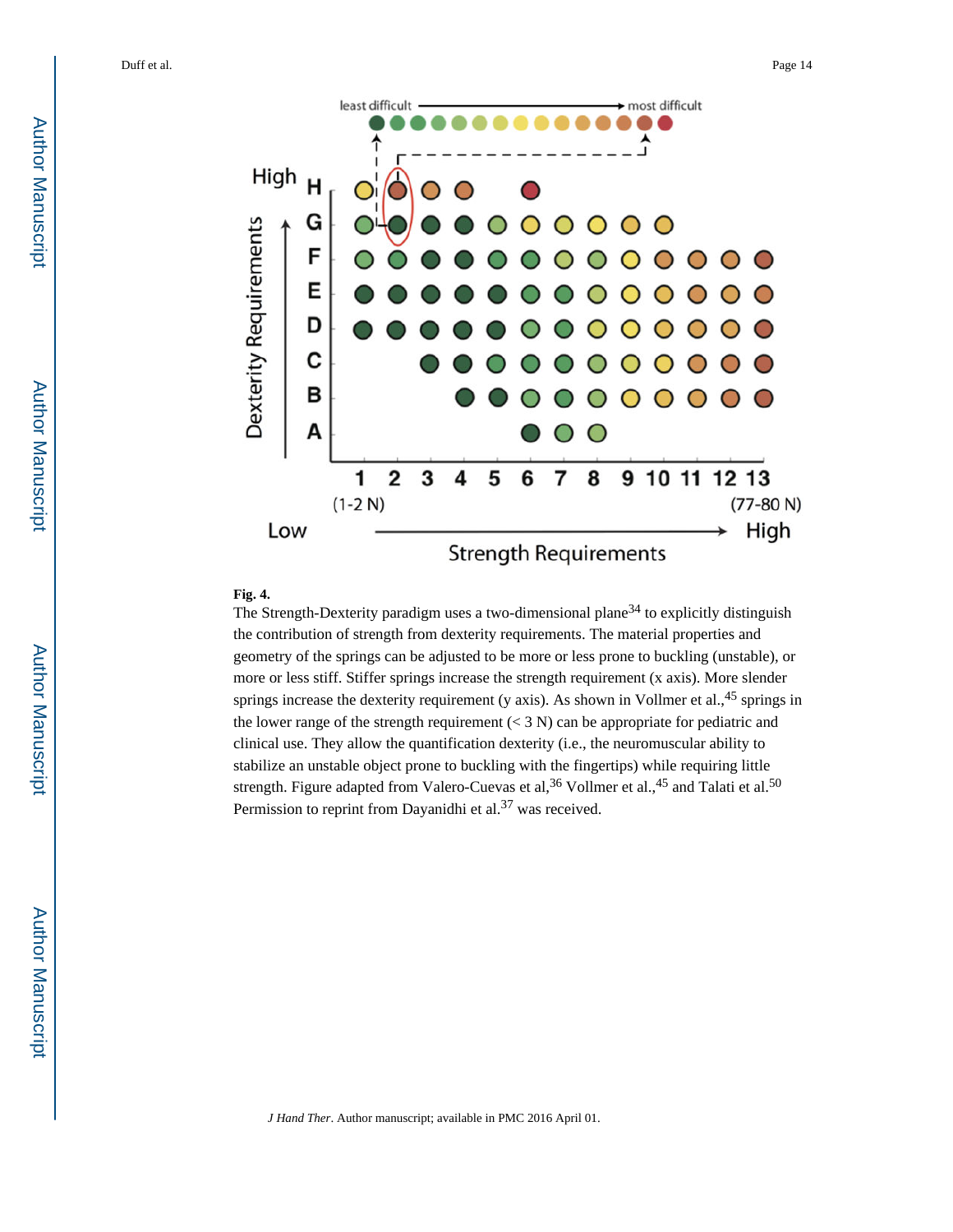**Fig. 4.**

The Strength-Dexterity paradigm uses a two-dimensional plane[34] to explicitly distinguish the contribution of strength from dexterity requirements. The material properties and geometry of the springs can be adjusted to be more or less prone to buckling (unstable), or more or less stiff. Stiffer springs increase the strength requirement (x axis). More slender springs increase the dexterity requirement (y axis). As shown in Vollmer et al.,[45] springs in the lower range of the strength requirement (< 3 N) can be appropriate for pediatric and clinical use. They allow the quantification dexterity (i.e., the neuromuscular ability to stabilize an unstable object prone to buckling with the fingertips) while requiring little strength. Figure adapted from Valero-Cuevas et al,[36] Vollmer et al.,[45] and Talati et al.[50] Permission to reprint from Dayanidhi et al.[37] was received.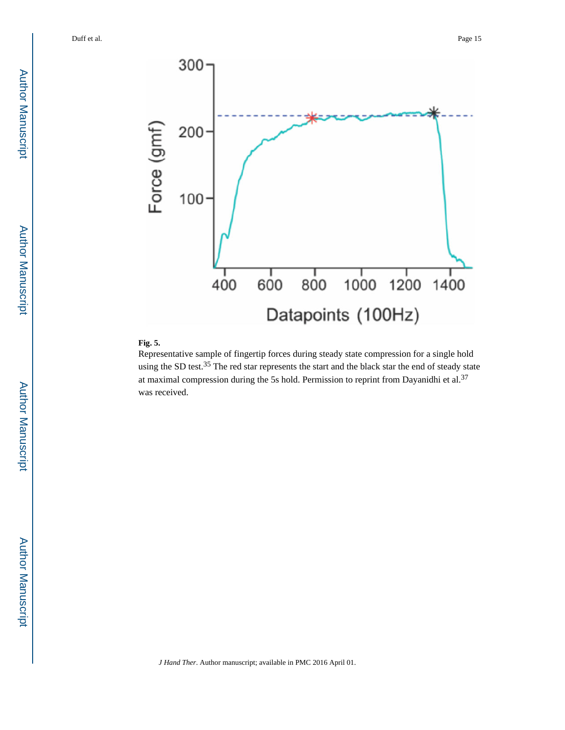**Fig. 5.**

Representative sample of fingertip forces during steady state compression for a single hold using the SD test.[35] The red star represents the start and the black star the end of steady state at maximal compression during the 5s hold. Permission to reprint from Dayanidhi et al.[37] was received.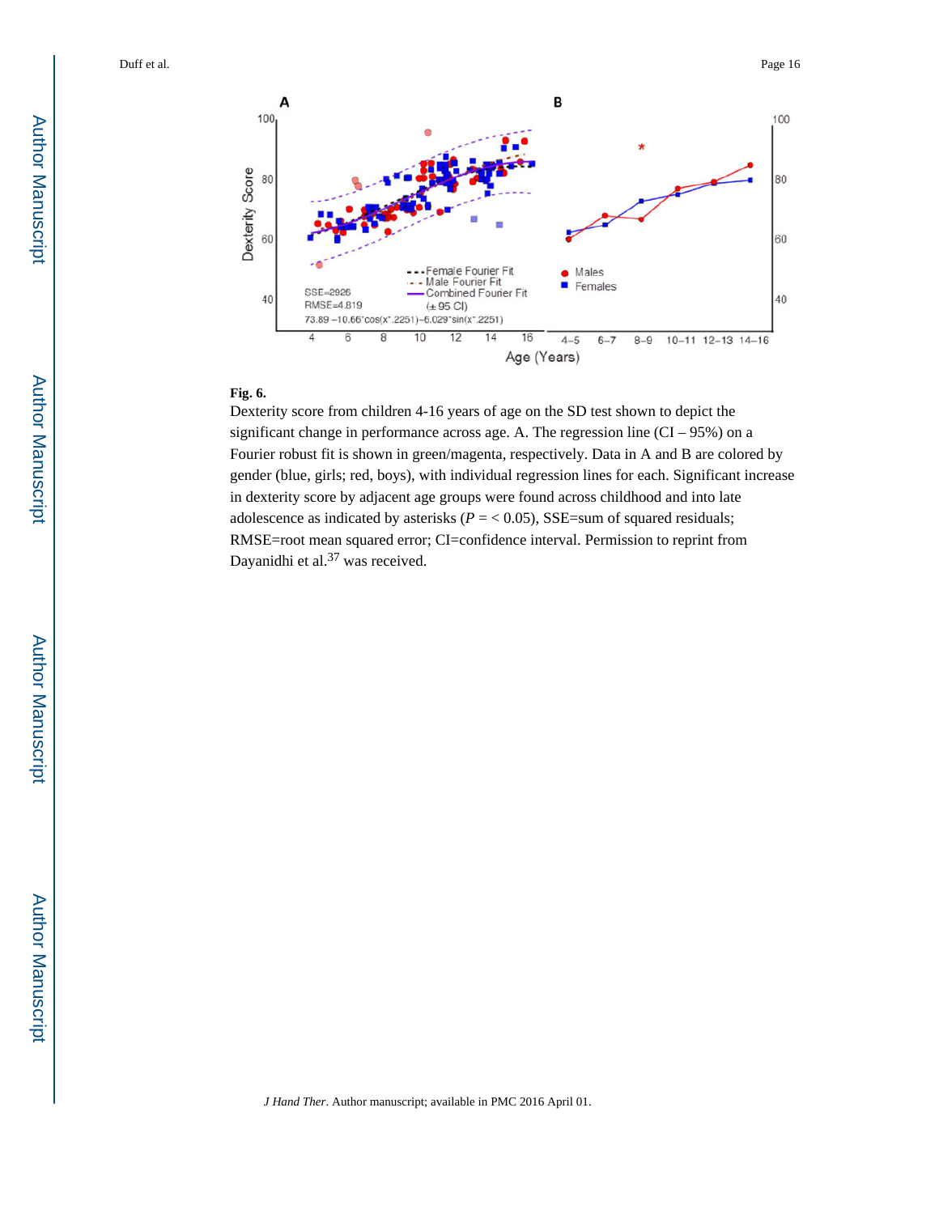**Fig. 6.**

Dexterity score from children 4-16 years of age on the SD test shown to depict the significant change in performance across age. A. The regression line (CI – 95%) on a Fourier robust fit is shown in green/magenta, respectively. Data in A and B are colored by gender (blue, girls; red, boys), with individual regression lines for each. Significant increase in dexterity score by adjacent age groups were found across childhood and into late adolescence as indicated by asterisks ($P = < 0.05$), SSE=sum of squared residuals; RMSE=root mean squared error; CI=confidence interval. Permission to reprint from Dayanidhi et al.[37] was received.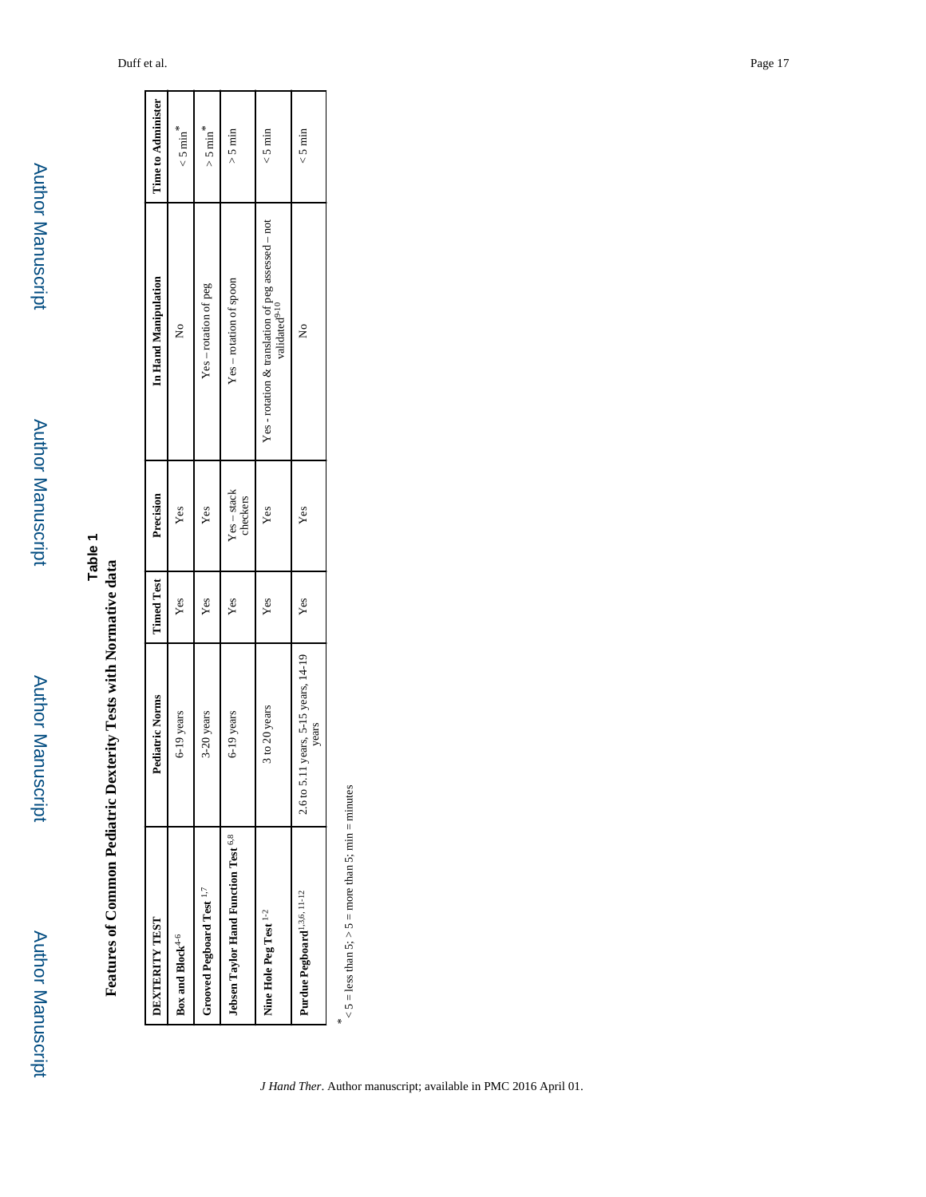## Table 1

### Features of Common Pediatric Dexterity Tests with Normative data

| DEXTERITY TEST | Pediatric Norms | Timed Test | Precision | In Hand Manipulation | Time to Administer |
|---|---|---|---|---|---|
| **Box and Block**[4-6] | 6-19 years | Yes | Yes | No | < 5 min* |
| **Grooved Pegboard Test** [1,7] | 3-20 years | Yes | Yes | Yes – rotation of peg | > 5 min* |
| **Jebsen Taylor Hand Function Test** [6,8] | 6-19 years | Yes | Yes – stack checkers | Yes – rotation of spoon | > 5 min |
| **Nine Hole Peg Test** [1-2] | 3 to 20 years | Yes | Yes | Yes - rotation & translation of peg assessed – not validated[9-10] | < 5 min |
| **Purdue Pegboard**[1,3,6, 11-12] | 2.6 to 5.11 years, 5-15 years, 14-19 years | Yes | Yes | No | < 5 min |

\* < 5 = less than 5; > 5 = more than 5; min = minutes